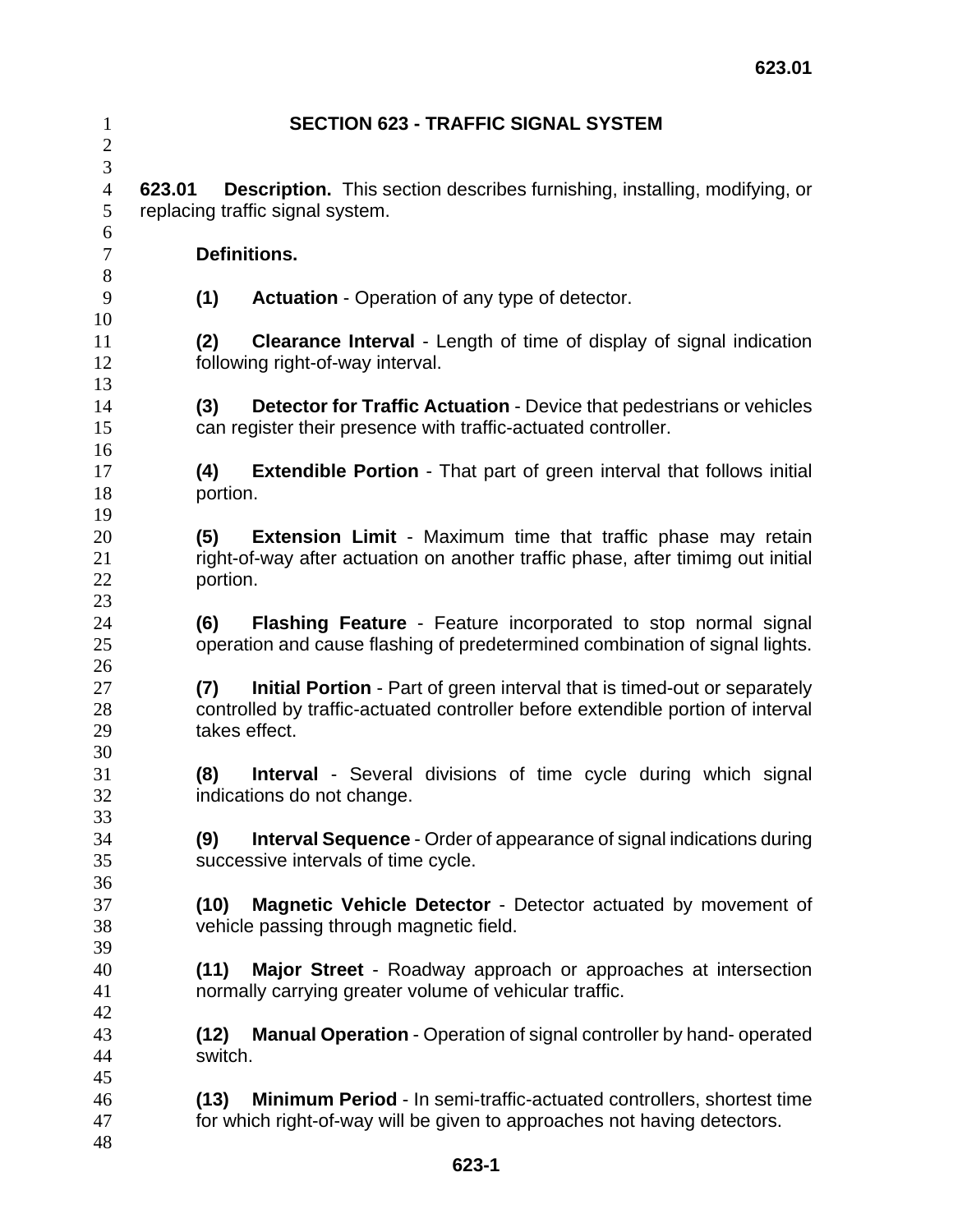# SECTION 623 - TRAFFIC SIGNAL SYSTEM

**623.01 Description.** This section describes furnishing, installing, modifying, or replacing traffic signal system.

**Definitions.**

**(1) Actuation** - Operation of any type of detector.

**(2) Clearance Interval** - Length of time of display of signal indication following right-of-way interval.

**(3) Detector for Traffic Actuation** - Device that pedestrians or vehicles can register their presence with traffic-actuated controller.

**(4) Extendible Portion** - That part of green interval that follows initial portion.

**(5) Extension Limit** - Maximum time that traffic phase may retain right-of-way after actuation on another traffic phase, after timimg out initial portion.

**(6) Flashing Feature** - Feature incorporated to stop normal signal operation and cause flashing of predetermined combination of signal lights.

**(7) Initial Portion** - Part of green interval that is timed-out or separately controlled by traffic-actuated controller before extendible portion of interval takes effect.

**(8) Interval** - Several divisions of time cycle during which signal indications do not change.

**(9) Interval Sequence** - Order of appearance of signal indications during successive intervals of time cycle.

**(10) Magnetic Vehicle Detector** - Detector actuated by movement of vehicle passing through magnetic field.

**(11) Major Street** - Roadway approach or approaches at intersection normally carrying greater volume of vehicular traffic.

**(12) Manual Operation** - Operation of signal controller by hand- operated switch.

**(13) Minimum Period** - In semi-traffic-actuated controllers, shortest time for which right-of-way will be given to approaches not having detectors.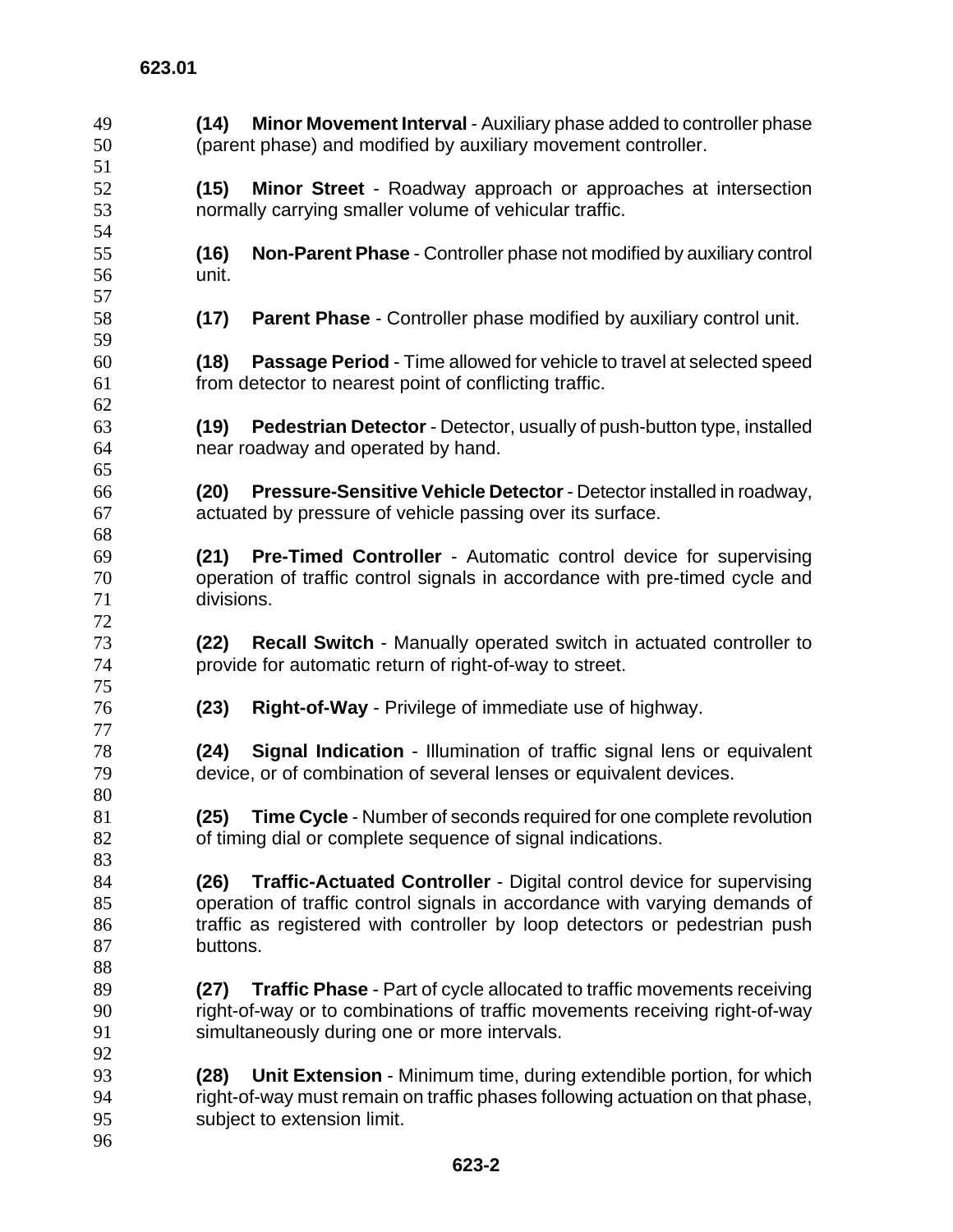**(14) Minor Movement Interval** - Auxiliary phase added to controller phase (parent phase) and modified by auxiliary movement controller.

**(15) Minor Street** - Roadway approach or approaches at intersection normally carrying smaller volume of vehicular traffic.

**(16) Non-Parent Phase** - Controller phase not modified by auxiliary control unit.

**(17) Parent Phase** - Controller phase modified by auxiliary control unit.

**(18) Passage Period** - Time allowed for vehicle to travel at selected speed from detector to nearest point of conflicting traffic.

**(19) Pedestrian Detector** - Detector, usually of push-button type, installed near roadway and operated by hand.

**(20) Pressure-Sensitive Vehicle Detector** - Detector installed in roadway, actuated by pressure of vehicle passing over its surface.

**(21) Pre-Timed Controller** - Automatic control device for supervising operation of traffic control signals in accordance with pre-timed cycle and divisions.

**(22) Recall Switch** - Manually operated switch in actuated controller to provide for automatic return of right-of-way to street.

**(23) Right-of-Way** - Privilege of immediate use of highway.

**(24) Signal Indication** - Illumination of traffic signal lens or equivalent device, or of combination of several lenses or equivalent devices.

**(25) Time Cycle** - Number of seconds required for one complete revolution of timing dial or complete sequence of signal indications.

**(26) Traffic-Actuated Controller** - Digital control device for supervising operation of traffic control signals in accordance with varying demands of traffic as registered with controller by loop detectors or pedestrian push buttons.

**(27) Traffic Phase** - Part of cycle allocated to traffic movements receiving right-of-way or to combinations of traffic movements receiving right-of-way simultaneously during one or more intervals.

**(28) Unit Extension** - Minimum time, during extendible portion, for which right-of-way must remain on traffic phases following actuation on that phase, subject to extension limit.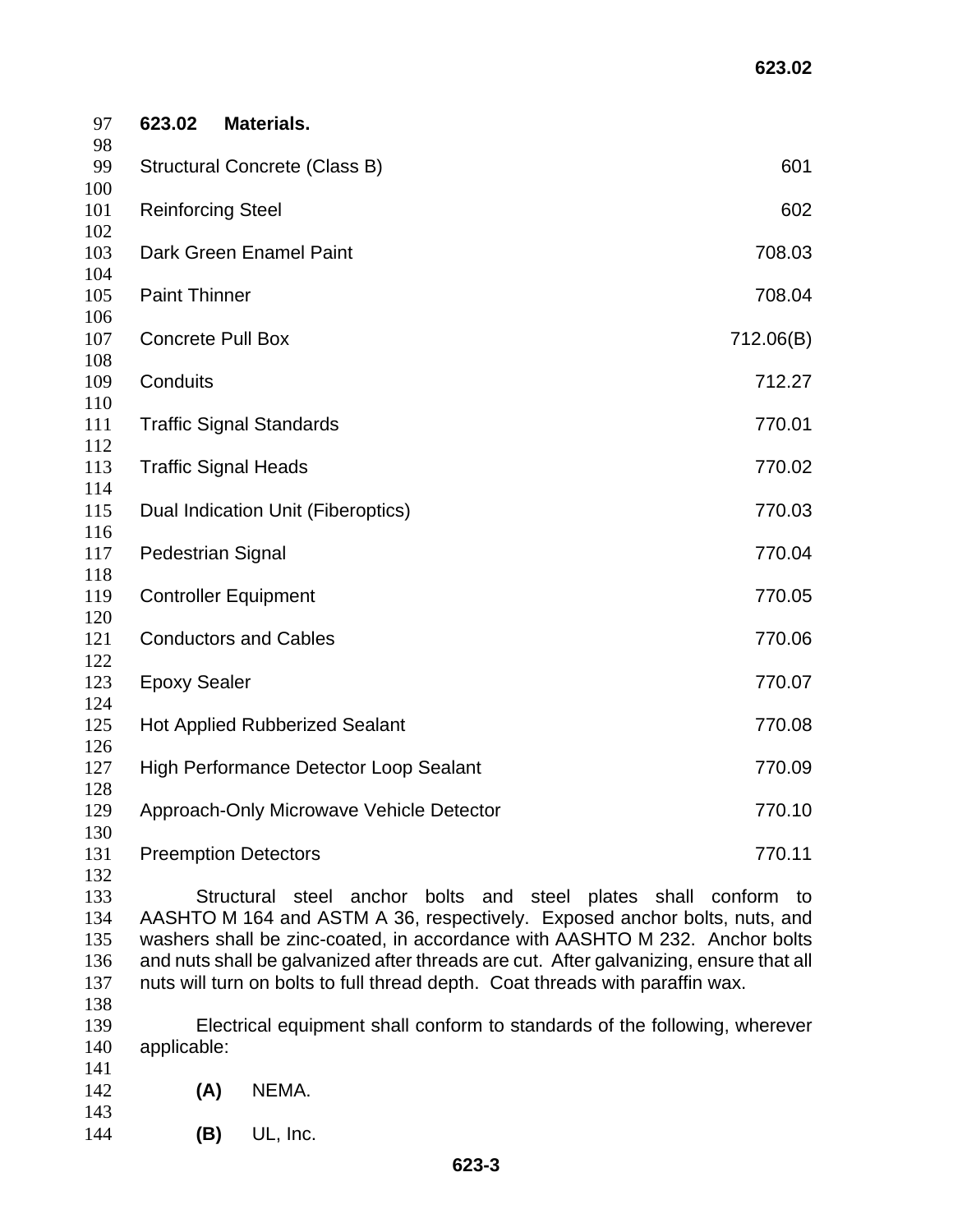## 623.02 Materials.

| | |
|---|---|
| Structural Concrete (Class B) | 601 |
| Reinforcing Steel | 602 |
| Dark Green Enamel Paint | 708.03 |
| Paint Thinner | 708.04 |
| Concrete Pull Box | 712.06(B) |
| Conduits | 712.27 |
| Traffic Signal Standards | 770.01 |
| Traffic Signal Heads | 770.02 |
| Dual Indication Unit (Fiberoptics) | 770.03 |
| Pedestrian Signal | 770.04 |
| Controller Equipment | 770.05 |
| Conductors and Cables | 770.06 |
| Epoxy Sealer | 770.07 |
| Hot Applied Rubberized Sealant | 770.08 |
| High Performance Detector Loop Sealant | 770.09 |
| Approach-Only Microwave Vehicle Detector | 770.10 |
| Preemption Detectors | 770.11 |

Structural steel anchor bolts and steel plates shall conform to AASHTO M 164 and ASTM A 36, respectively. Exposed anchor bolts, nuts, and washers shall be zinc-coated, in accordance with AASHTO M 232. Anchor bolts and nuts shall be galvanized after threads are cut. After galvanizing, ensure that all nuts will turn on bolts to full thread depth. Coat threads with paraffin wax.

Electrical equipment shall conform to standards of the following, wherever applicable:

**(A)** NEMA.

**(B)** UL, Inc.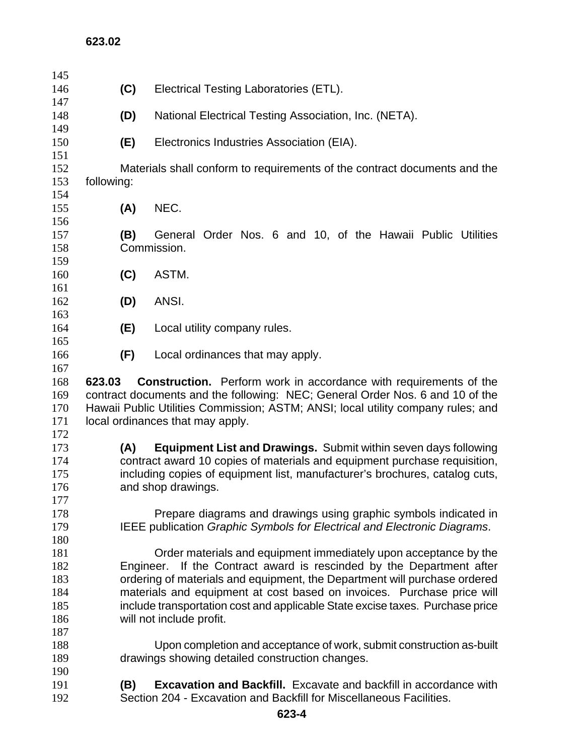**(C)** Electrical Testing Laboratories (ETL).

**(D)** National Electrical Testing Association, Inc. (NETA).

**(E)** Electronics Industries Association (EIA).

Materials shall conform to requirements of the contract documents and the following:

**(A)** NEC.

**(B)** General Order Nos. 6 and 10, of the Hawaii Public Utilities Commission.

**(C)** ASTM.

**(D)** ANSI.

**(E)** Local utility company rules.

**(F)** Local ordinances that may apply.

**623.03 Construction.** Perform work in accordance with requirements of the contract documents and the following: NEC; General Order Nos. 6 and 10 of the Hawaii Public Utilities Commission; ASTM; ANSI; local utility company rules; and local ordinances that may apply.

**(A) Equipment List and Drawings.** Submit within seven days following contract award 10 copies of materials and equipment purchase requisition, including copies of equipment list, manufacturer's brochures, catalog cuts, and shop drawings.

Prepare diagrams and drawings using graphic symbols indicated in IEEE publication *Graphic Symbols for Electrical and Electronic Diagrams*.

Order materials and equipment immediately upon acceptance by the Engineer. If the Contract award is rescinded by the Department after ordering of materials and equipment, the Department will purchase ordered materials and equipment at cost based on invoices. Purchase price will include transportation cost and applicable State excise taxes. Purchase price will not include profit.

Upon completion and acceptance of work, submit construction as-built drawings showing detailed construction changes.

**(B) Excavation and Backfill.** Excavate and backfill in accordance with Section 204 - Excavation and Backfill for Miscellaneous Facilities.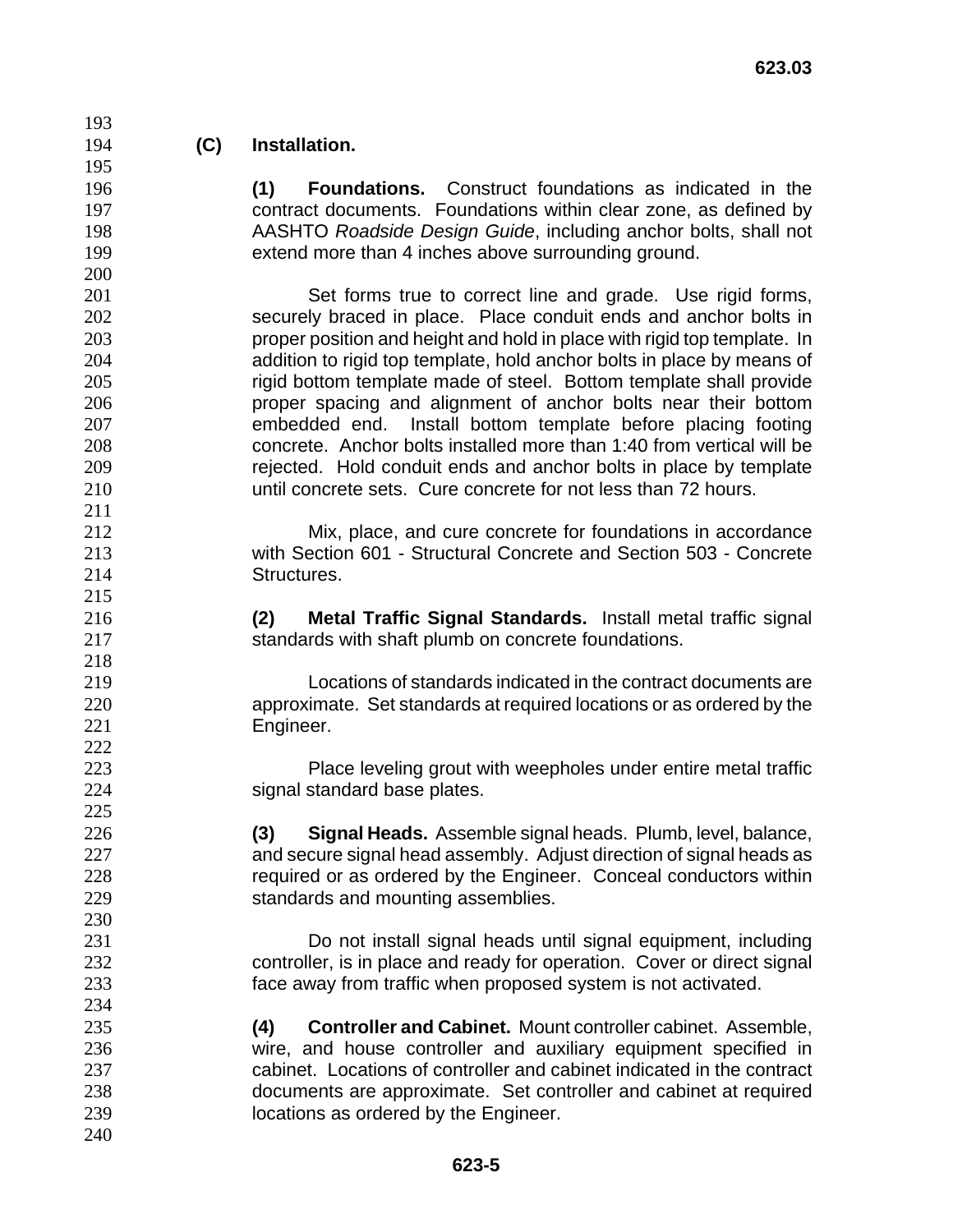**(C) Installation.**

**(1) Foundations.** Construct foundations as indicated in the contract documents. Foundations within clear zone, as defined by AASHTO *Roadside Design Guide*, including anchor bolts, shall not extend more than 4 inches above surrounding ground.

Set forms true to correct line and grade. Use rigid forms, securely braced in place. Place conduit ends and anchor bolts in proper position and height and hold in place with rigid top template. In addition to rigid top template, hold anchor bolts in place by means of rigid bottom template made of steel. Bottom template shall provide proper spacing and alignment of anchor bolts near their bottom embedded end. Install bottom template before placing footing concrete. Anchor bolts installed more than 1:40 from vertical will be rejected. Hold conduit ends and anchor bolts in place by template until concrete sets. Cure concrete for not less than 72 hours.

Mix, place, and cure concrete for foundations in accordance with Section 601 - Structural Concrete and Section 503 - Concrete Structures.

**(2) Metal Traffic Signal Standards.** Install metal traffic signal standards with shaft plumb on concrete foundations.

Locations of standards indicated in the contract documents are approximate. Set standards at required locations or as ordered by the Engineer.

Place leveling grout with weepholes under entire metal traffic signal standard base plates.

**(3) Signal Heads.** Assemble signal heads. Plumb, level, balance, and secure signal head assembly. Adjust direction of signal heads as required or as ordered by the Engineer. Conceal conductors within standards and mounting assemblies.

Do not install signal heads until signal equipment, including controller, is in place and ready for operation. Cover or direct signal face away from traffic when proposed system is not activated.

**(4) Controller and Cabinet.** Mount controller cabinet. Assemble, wire, and house controller and auxiliary equipment specified in cabinet. Locations of controller and cabinet indicated in the contract documents are approximate. Set controller and cabinet at required locations as ordered by the Engineer.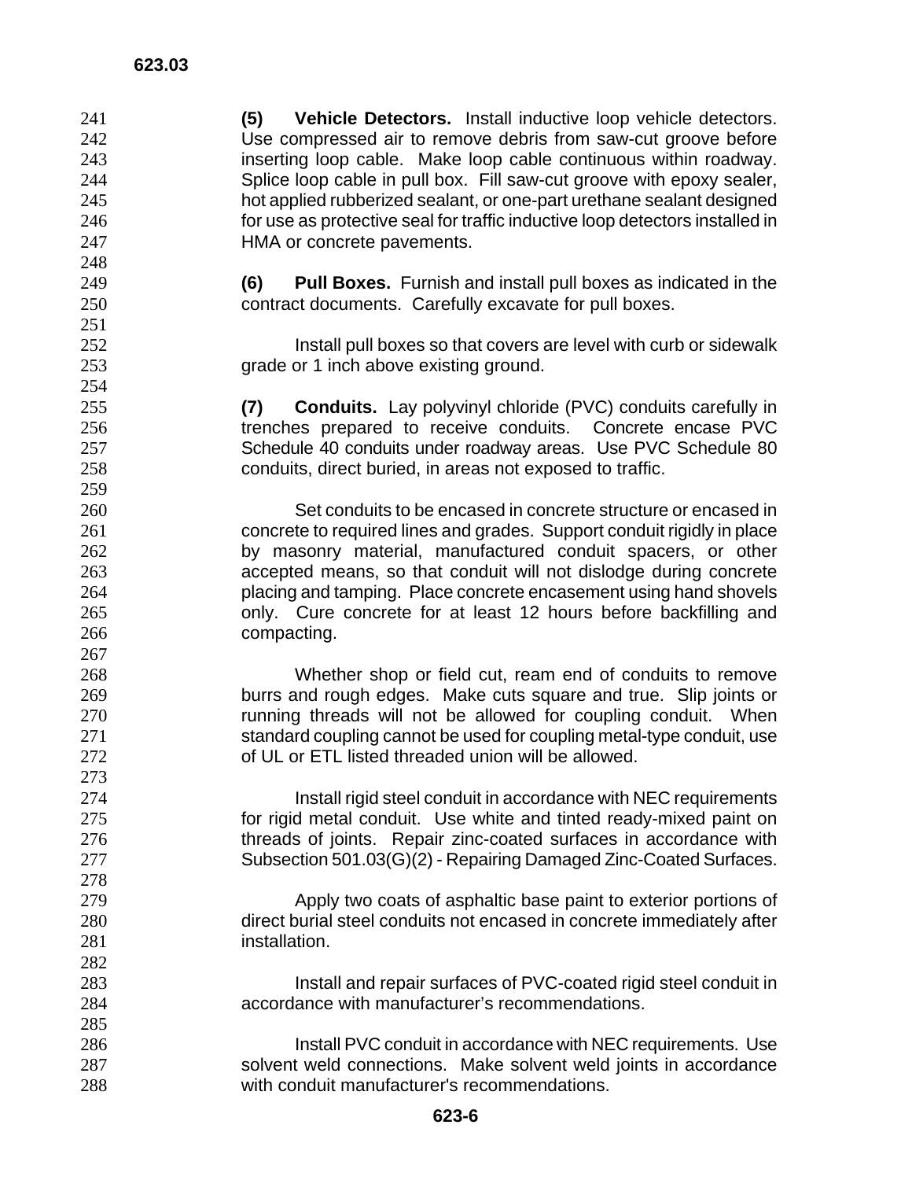**(5) Vehicle Detectors.** Install inductive loop vehicle detectors. Use compressed air to remove debris from saw-cut groove before inserting loop cable. Make loop cable continuous within roadway. Splice loop cable in pull box. Fill saw-cut groove with epoxy sealer, hot applied rubberized sealant, or one-part urethane sealant designed for use as protective seal for traffic inductive loop detectors installed in HMA or concrete pavements.

**(6) Pull Boxes.** Furnish and install pull boxes as indicated in the contract documents. Carefully excavate for pull boxes.

Install pull boxes so that covers are level with curb or sidewalk grade or 1 inch above existing ground.

**(7) Conduits.** Lay polyvinyl chloride (PVC) conduits carefully in trenches prepared to receive conduits. Concrete encase PVC Schedule 40 conduits under roadway areas. Use PVC Schedule 80 conduits, direct buried, in areas not exposed to traffic.

Set conduits to be encased in concrete structure or encased in concrete to required lines and grades. Support conduit rigidly in place by masonry material, manufactured conduit spacers, or other accepted means, so that conduit will not dislodge during concrete placing and tamping. Place concrete encasement using hand shovels only. Cure concrete for at least 12 hours before backfilling and compacting.

Whether shop or field cut, ream end of conduits to remove burrs and rough edges. Make cuts square and true. Slip joints or running threads will not be allowed for coupling conduit. When standard coupling cannot be used for coupling metal-type conduit, use of UL or ETL listed threaded union will be allowed.

Install rigid steel conduit in accordance with NEC requirements for rigid metal conduit. Use white and tinted ready-mixed paint on threads of joints. Repair zinc-coated surfaces in accordance with Subsection 501.03(G)(2) - Repairing Damaged Zinc-Coated Surfaces.

Apply two coats of asphaltic base paint to exterior portions of direct burial steel conduits not encased in concrete immediately after installation.

Install and repair surfaces of PVC-coated rigid steel conduit in accordance with manufacturer's recommendations.

Install PVC conduit in accordance with NEC requirements. Use solvent weld connections. Make solvent weld joints in accordance with conduit manufacturer's recommendations.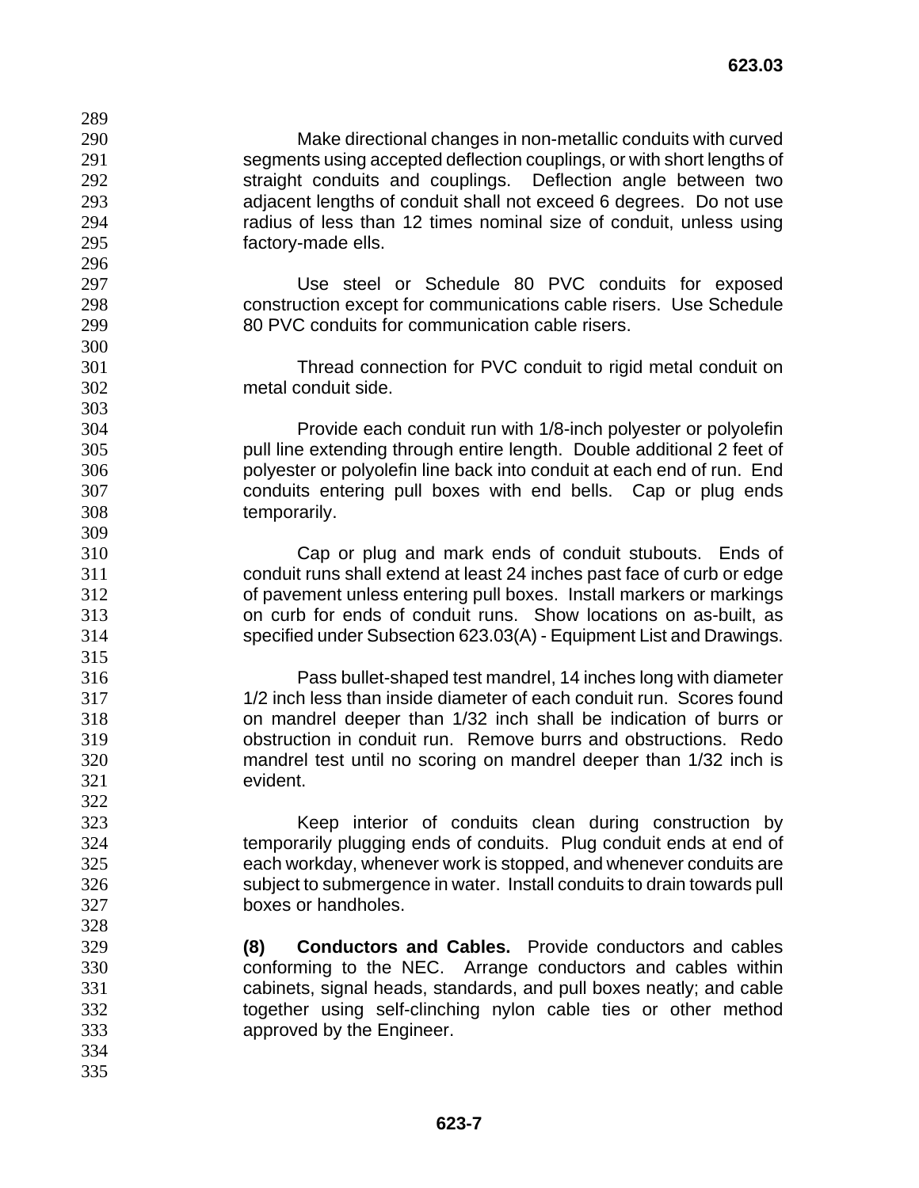Make directional changes in non-metallic conduits with curved segments using accepted deflection couplings, or with short lengths of straight conduits and couplings. Deflection angle between two adjacent lengths of conduit shall not exceed 6 degrees. Do not use radius of less than 12 times nominal size of conduit, unless using factory-made ells.

Use steel or Schedule 80 PVC conduits for exposed construction except for communications cable risers. Use Schedule 80 PVC conduits for communication cable risers.

Thread connection for PVC conduit to rigid metal conduit on metal conduit side.

Provide each conduit run with 1/8-inch polyester or polyolefin pull line extending through entire length. Double additional 2 feet of polyester or polyolefin line back into conduit at each end of run. End conduits entering pull boxes with end bells. Cap or plug ends temporarily.

Cap or plug and mark ends of conduit stubouts. Ends of conduit runs shall extend at least 24 inches past face of curb or edge of pavement unless entering pull boxes. Install markers or markings on curb for ends of conduit runs. Show locations on as-built, as specified under Subsection 623.03(A) - Equipment List and Drawings.

Pass bullet-shaped test mandrel, 14 inches long with diameter 1/2 inch less than inside diameter of each conduit run. Scores found on mandrel deeper than 1/32 inch shall be indication of burrs or obstruction in conduit run. Remove burrs and obstructions. Redo mandrel test until no scoring on mandrel deeper than 1/32 inch is evident.

Keep interior of conduits clean during construction by temporarily plugging ends of conduits. Plug conduit ends at end of each workday, whenever work is stopped, and whenever conduits are subject to submergence in water. Install conduits to drain towards pull boxes or handholes.

**(8) Conductors and Cables.** Provide conductors and cables conforming to the NEC. Arrange conductors and cables within cabinets, signal heads, standards, and pull boxes neatly; and cable together using self-clinching nylon cable ties or other method approved by the Engineer.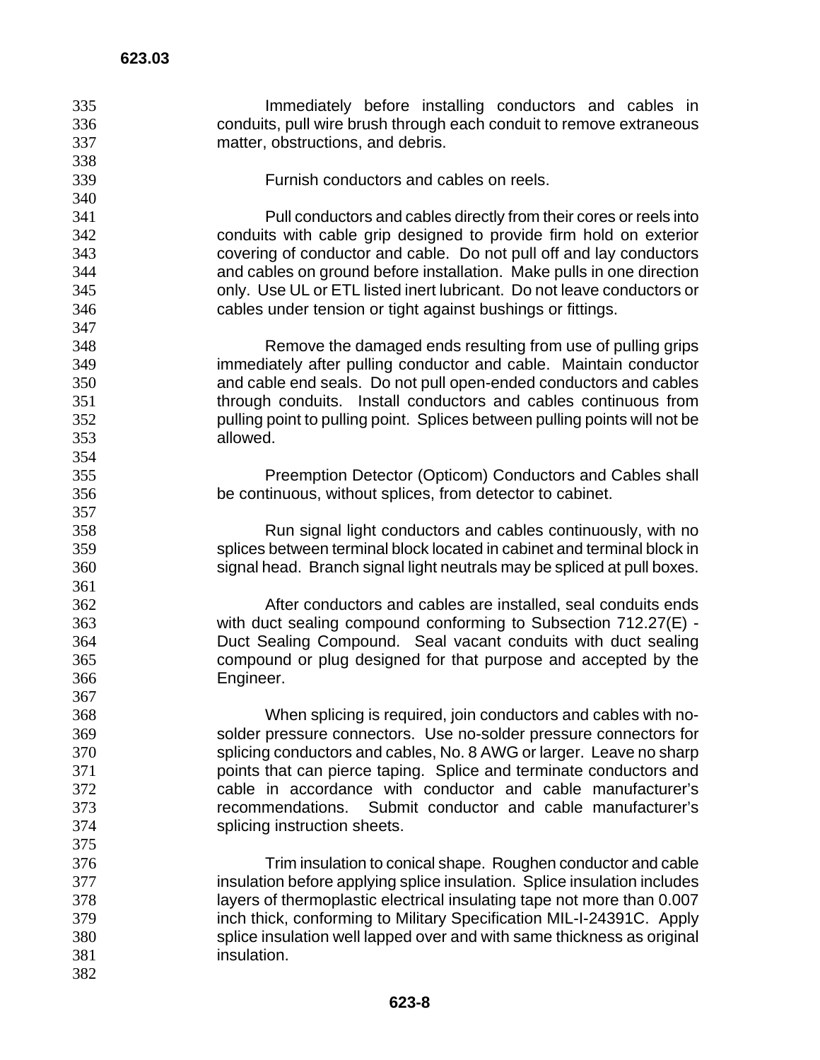Immediately before installing conductors and cables in conduits, pull wire brush through each conduit to remove extraneous matter, obstructions, and debris.

Furnish conductors and cables on reels.

Pull conductors and cables directly from their cores or reels into conduits with cable grip designed to provide firm hold on exterior covering of conductor and cable. Do not pull off and lay conductors and cables on ground before installation. Make pulls in one direction only. Use UL or ETL listed inert lubricant. Do not leave conductors or cables under tension or tight against bushings or fittings.

Remove the damaged ends resulting from use of pulling grips immediately after pulling conductor and cable. Maintain conductor and cable end seals. Do not pull open-ended conductors and cables through conduits. Install conductors and cables continuous from pulling point to pulling point. Splices between pulling points will not be allowed.

Preemption Detector (Opticom) Conductors and Cables shall be continuous, without splices, from detector to cabinet.

Run signal light conductors and cables continuously, with no splices between terminal block located in cabinet and terminal block in signal head. Branch signal light neutrals may be spliced at pull boxes.

After conductors and cables are installed, seal conduits ends with duct sealing compound conforming to Subsection 712.27(E) - Duct Sealing Compound. Seal vacant conduits with duct sealing compound or plug designed for that purpose and accepted by the Engineer.

When splicing is required, join conductors and cables with no-solder pressure connectors. Use no-solder pressure connectors for splicing conductors and cables, No. 8 AWG or larger. Leave no sharp points that can pierce taping. Splice and terminate conductors and cable in accordance with conductor and cable manufacturer's recommendations. Submit conductor and cable manufacturer's splicing instruction sheets.

Trim insulation to conical shape. Roughen conductor and cable insulation before applying splice insulation. Splice insulation includes layers of thermoplastic electrical insulating tape not more than 0.007 inch thick, conforming to Military Specification MIL-I-24391C. Apply splice insulation well lapped over and with same thickness as original insulation.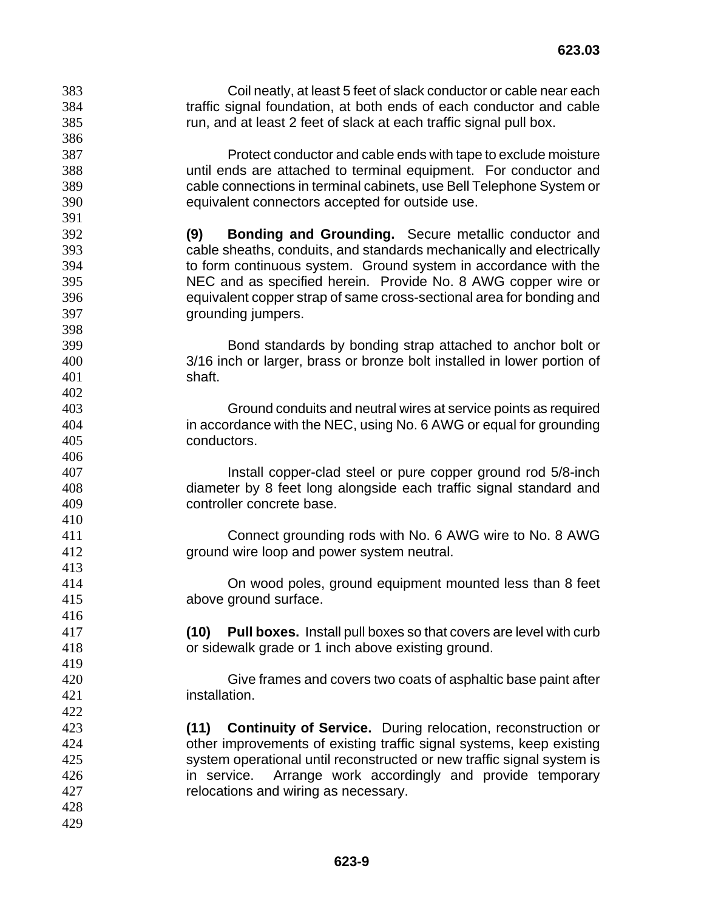Coil neatly, at least 5 feet of slack conductor or cable near each traffic signal foundation, at both ends of each conductor and cable run, and at least 2 feet of slack at each traffic signal pull box.

Protect conductor and cable ends with tape to exclude moisture until ends are attached to terminal equipment. For conductor and cable connections in terminal cabinets, use Bell Telephone System or equivalent connectors accepted for outside use.

**(9) Bonding and Grounding.** Secure metallic conductor and cable sheaths, conduits, and standards mechanically and electrically to form continuous system. Ground system in accordance with the NEC and as specified herein. Provide No. 8 AWG copper wire or equivalent copper strap of same cross-sectional area for bonding and grounding jumpers.

Bond standards by bonding strap attached to anchor bolt or 3/16 inch or larger, brass or bronze bolt installed in lower portion of shaft.

Ground conduits and neutral wires at service points as required in accordance with the NEC, using No. 6 AWG or equal for grounding conductors.

Install copper-clad steel or pure copper ground rod 5/8-inch diameter by 8 feet long alongside each traffic signal standard and controller concrete base.

Connect grounding rods with No. 6 AWG wire to No. 8 AWG ground wire loop and power system neutral.

On wood poles, ground equipment mounted less than 8 feet above ground surface.

**(10) Pull boxes.** Install pull boxes so that covers are level with curb or sidewalk grade or 1 inch above existing ground.

Give frames and covers two coats of asphaltic base paint after installation.

**(11) Continuity of Service.** During relocation, reconstruction or other improvements of existing traffic signal systems, keep existing system operational until reconstructed or new traffic signal system is in service. Arrange work accordingly and provide temporary relocations and wiring as necessary.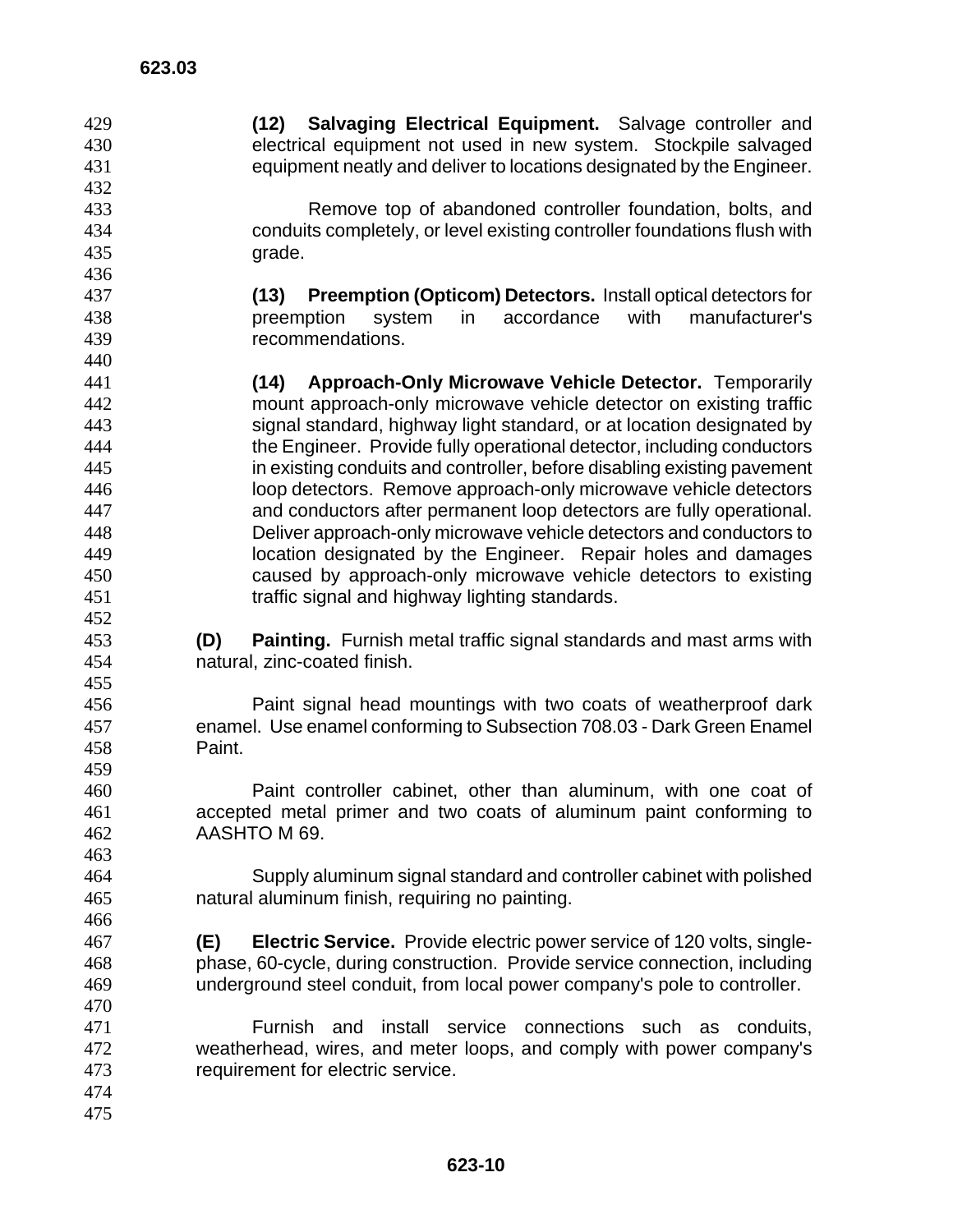**(12) Salvaging Electrical Equipment.** Salvage controller and electrical equipment not used in new system. Stockpile salvaged equipment neatly and deliver to locations designated by the Engineer.

Remove top of abandoned controller foundation, bolts, and conduits completely, or level existing controller foundations flush with grade.

**(13) Preemption (Opticom) Detectors.** Install optical detectors for preemption system in accordance with manufacturer's recommendations.

**(14) Approach-Only Microwave Vehicle Detector.** Temporarily mount approach-only microwave vehicle detector on existing traffic signal standard, highway light standard, or at location designated by the Engineer. Provide fully operational detector, including conductors in existing conduits and controller, before disabling existing pavement loop detectors. Remove approach-only microwave vehicle detectors and conductors after permanent loop detectors are fully operational. Deliver approach-only microwave vehicle detectors and conductors to location designated by the Engineer. Repair holes and damages caused by approach-only microwave vehicle detectors to existing traffic signal and highway lighting standards.

**(D) Painting.** Furnish metal traffic signal standards and mast arms with natural, zinc-coated finish.

Paint signal head mountings with two coats of weatherproof dark enamel. Use enamel conforming to Subsection 708.03 - Dark Green Enamel Paint.

Paint controller cabinet, other than aluminum, with one coat of accepted metal primer and two coats of aluminum paint conforming to AASHTO M 69.

Supply aluminum signal standard and controller cabinet with polished natural aluminum finish, requiring no painting.

**(E) Electric Service.** Provide electric power service of 120 volts, single-phase, 60-cycle, during construction. Provide service connection, including underground steel conduit, from local power company's pole to controller.

Furnish and install service connections such as conduits, weatherhead, wires, and meter loops, and comply with power company's requirement for electric service.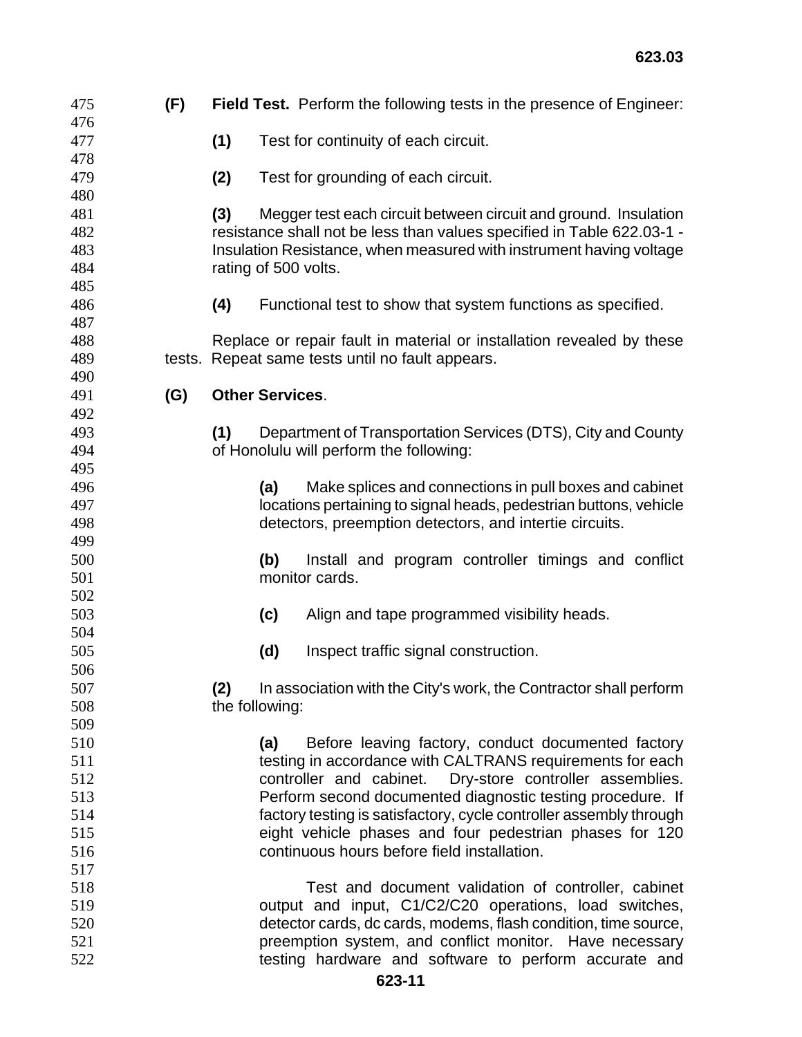**(F) Field Test.** Perform the following tests in the presence of Engineer:

**(1)** Test for continuity of each circuit.

**(2)** Test for grounding of each circuit.

**(3)** Megger test each circuit between circuit and ground. Insulation resistance shall not be less than values specified in Table 622.03-1 - Insulation Resistance, when measured with instrument having voltage rating of 500 volts.

**(4)** Functional test to show that system functions as specified.

Replace or repair fault in material or installation revealed by these tests. Repeat same tests until no fault appears.

**(G) Other Services**.

**(1)** Department of Transportation Services (DTS), City and County of Honolulu will perform the following:

**(a)** Make splices and connections in pull boxes and cabinet locations pertaining to signal heads, pedestrian buttons, vehicle detectors, preemption detectors, and intertie circuits.

**(b)** Install and program controller timings and conflict monitor cards.

**(c)** Align and tape programmed visibility heads.

**(d)** Inspect traffic signal construction.

**(2)** In association with the City's work, the Contractor shall perform the following:

**(a)** Before leaving factory, conduct documented factory testing in accordance with CALTRANS requirements for each controller and cabinet. Dry-store controller assemblies. Perform second documented diagnostic testing procedure. If factory testing is satisfactory, cycle controller assembly through eight vehicle phases and four pedestrian phases for 120 continuous hours before field installation.

Test and document validation of controller, cabinet output and input, C1/C2/C20 operations, load switches, detector cards, dc cards, modems, flash condition, time source, preemption system, and conflict monitor. Have necessary testing hardware and software to perform accurate and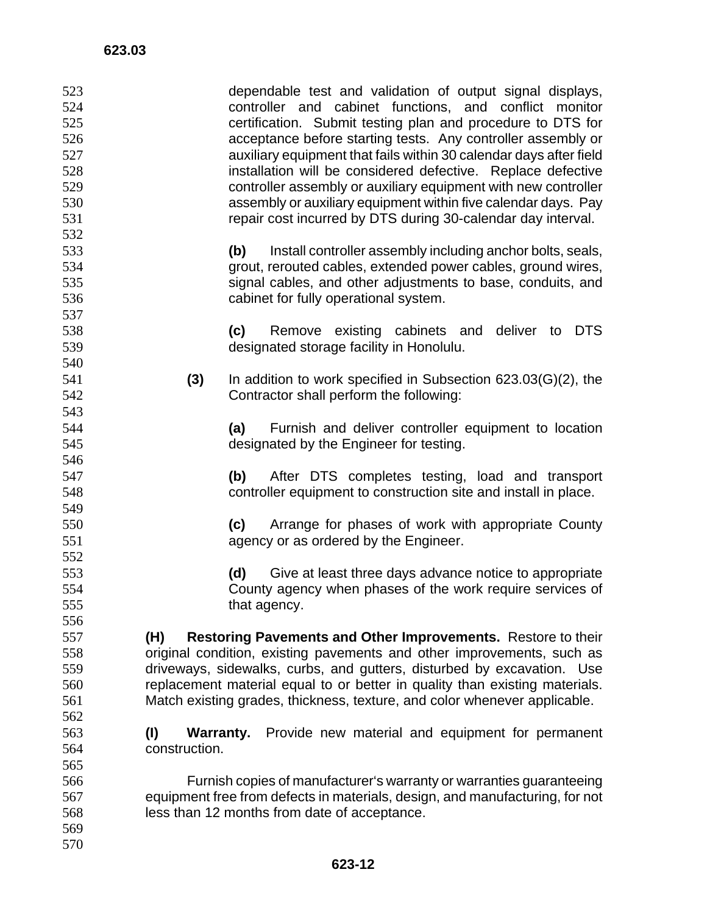dependable test and validation of output signal displays, controller and cabinet functions, and conflict monitor certification. Submit testing plan and procedure to DTS for acceptance before starting tests. Any controller assembly or auxiliary equipment that fails within 30 calendar days after field installation will be considered defective. Replace defective controller assembly or auxiliary equipment with new controller assembly or auxiliary equipment within five calendar days. Pay repair cost incurred by DTS during 30-calendar day interval.

**(b)** Install controller assembly including anchor bolts, seals, grout, rerouted cables, extended power cables, ground wires, signal cables, and other adjustments to base, conduits, and cabinet for fully operational system.

**(c)** Remove existing cabinets and deliver to DTS designated storage facility in Honolulu.

**(3)** In addition to work specified in Subsection 623.03(G)(2), the Contractor shall perform the following:

**(a)** Furnish and deliver controller equipment to location designated by the Engineer for testing.

**(b)** After DTS completes testing, load and transport controller equipment to construction site and install in place.

**(c)** Arrange for phases of work with appropriate County agency or as ordered by the Engineer.

**(d)** Give at least three days advance notice to appropriate County agency when phases of the work require services of that agency.

**(H) Restoring Pavements and Other Improvements.** Restore to their original condition, existing pavements and other improvements, such as driveways, sidewalks, curbs, and gutters, disturbed by excavation. Use replacement material equal to or better in quality than existing materials. Match existing grades, thickness, texture, and color whenever applicable.

**(I) Warranty.** Provide new material and equipment for permanent construction.

Furnish copies of manufacturer's warranty or warranties guaranteeing equipment free from defects in materials, design, and manufacturing, for not less than 12 months from date of acceptance.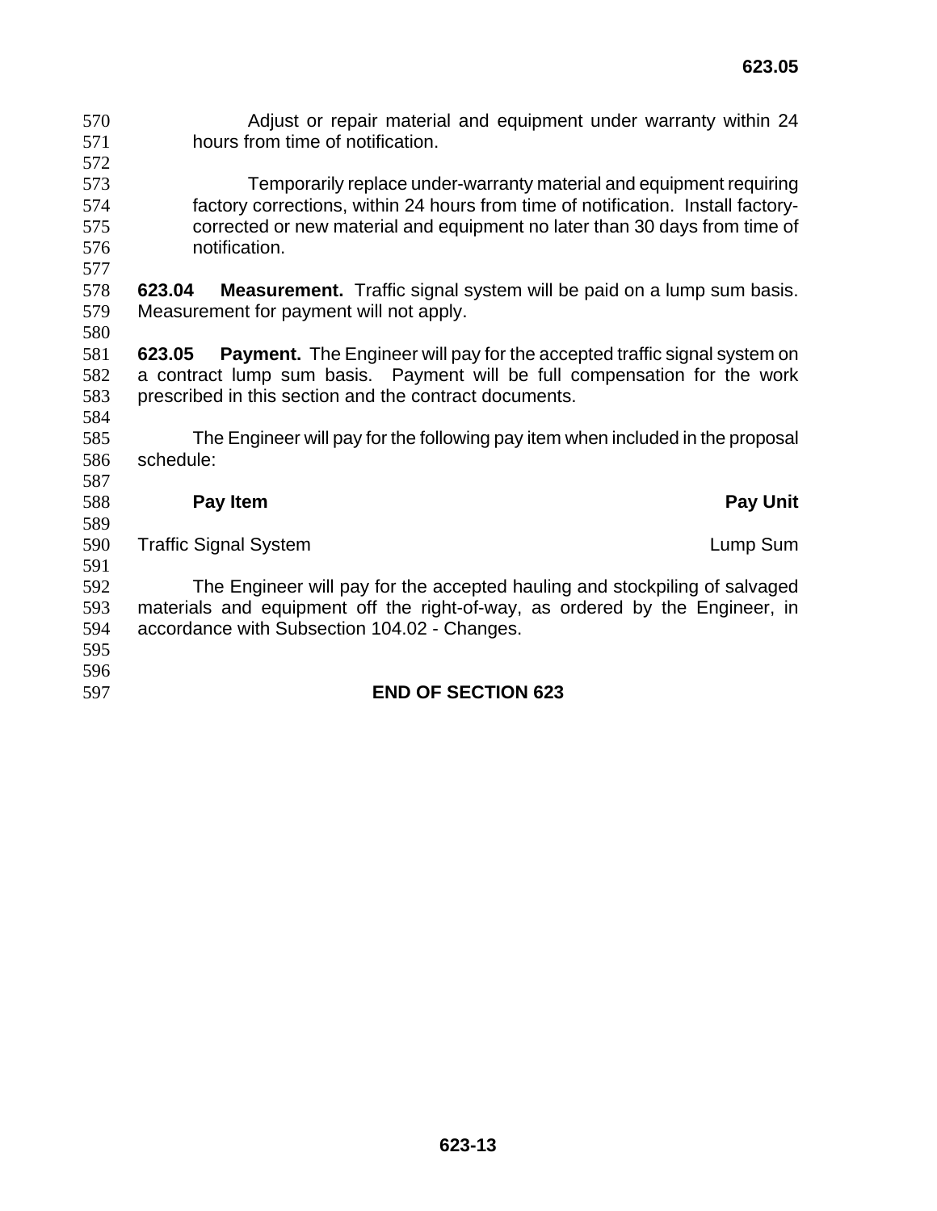Adjust or repair material and equipment under warranty within 24 hours from time of notification.

Temporarily replace under-warranty material and equipment requiring factory corrections, within 24 hours from time of notification. Install factory-corrected or new material and equipment no later than 30 days from time of notification.

**623.04 Measurement.** Traffic signal system will be paid on a lump sum basis. Measurement for payment will not apply.

**623.05 Payment.** The Engineer will pay for the accepted traffic signal system on a contract lump sum basis. Payment will be full compensation for the work prescribed in this section and the contract documents.

The Engineer will pay for the following pay item when included in the proposal schedule:

| **Pay Item** | **Pay Unit** |
|---|---|
| Traffic Signal System | Lump Sum |

The Engineer will pay for the accepted hauling and stockpiling of salvaged materials and equipment off the right-of-way, as ordered by the Engineer, in accordance with Subsection 104.02 - Changes.

**END OF SECTION 623**